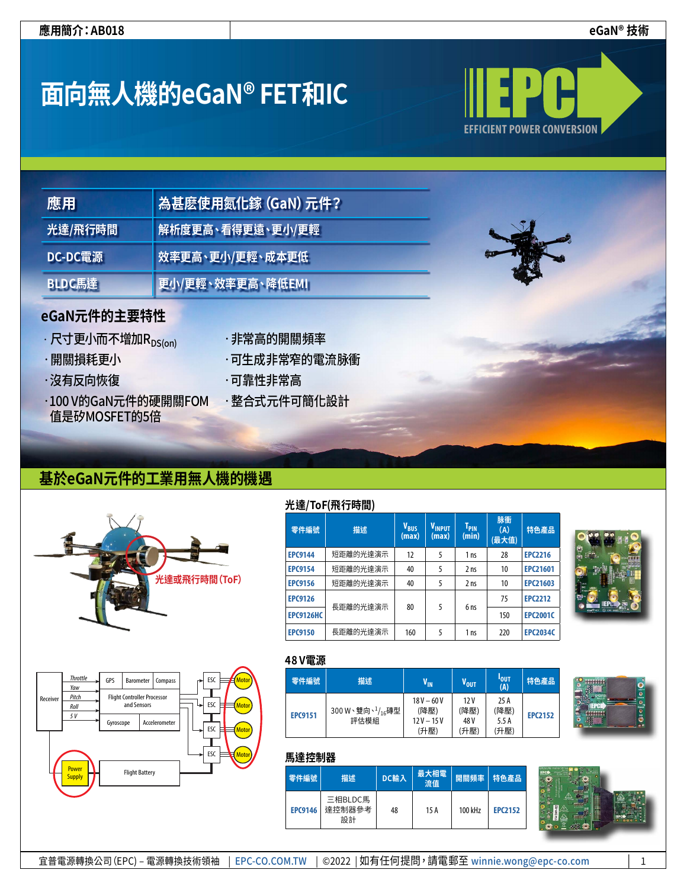# 面向無人機的eGaN® FET和IC

| 應用 | 為甚麼使用氮化鎵 (GaN) 元件？ |
|---|---|
| 光達/飛行時間 | 解析度更高、看得更遠、更小/更輕 |
| DC-DC電源 | 效率更高、更小/更輕、成本更低 |
| BLDC馬達 | 更小/更輕、效率更高、降低EMI |

## eGaN元件的主要特性

- 尺寸更小而不增加$R_{DS(on)}$
- 開關損耗更小
- 沒有反向恢復
- 100 V的GaN元件的硬開關FOM值是矽MOSFET的5倍
- 非常高的開關頻率
- 可生成非常窄的電流脈衝
- 可靠性非常高
- 整合式元件可簡化設計

## 基於eGaN元件的工業用無人機的機遇

光達或飛行時間 (ToF)

Receiver
Throttle
Yaw
Pitch
Roll
5 V
GPS
Barometer
Compass
Flight Controller Processor and Sensors
Gyroscope
Accelerometer
ESC
Motor
Power Supply
Flight Battery

### 光達/ToF(飛行時間)

| 零件編號 | 描述 | $V_{BUS}$ (max) | $V_{INPUT}$ (max) | $T_{PIN}$ (min) | 脈衝 (A) (最大值) | 特色產品 |
|---|---|---|---|---|---|---|
| EPC9144 | 短距離的光達演示 | 12 | 5 | 1 ns | 28 | EPC2216 |
| EPC9154 | 短距離的光達演示 | 40 | 5 | 2 ns | 10 | EPC21601 |
| EPC9156 | 短距離的光達演示 | 40 | 5 | 2 ns | 10 | EPC21603 |
| EPC9126 | 長距離的光達演示 | 80 | 5 | 6 ns | 75 | EPC2212 |
| EPC9126HC | 長距離的光達演示 | 80 | 5 | 6 ns | 150 | EPC2001C |
| EPC9150 | 長距離的光達演示 | 160 | 5 | 1 ns | 220 | EPC2034C |

### 48 V電源

| 零件編號 | 描述 | $V_{IN}$ | $V_{OUT}$ | $I_{OUT}$ (A) | 特色產品 |
|---|---|---|---|---|---|
| EPC9151 | 300 W、雙向、1/16磚型評估模組 | 18 V – 60 V (降壓) 12 V – 15 V (升壓) | 12 V (降壓) 48 V (升壓) | 25 A (降壓) 5.5 A (升壓) | EPC2152 |

### 馬達控制器

| 零件編號 | 描述 | DC輸入 | 最大相電流值 | 開關頻率 | 特色產品 |
|---|---|---|---|---|---|
| EPC9146 | 三相BLDC馬達控制器參考設計 | 48 | 15 A | 100 kHz | EPC2152 |

宜普電源轉換公司 (EPC) – 電源轉換技術領袖 | EPC-CO.COM.TW | ©2022 | 如有任何提問，請電郵至 winnie.wong@epc-co.com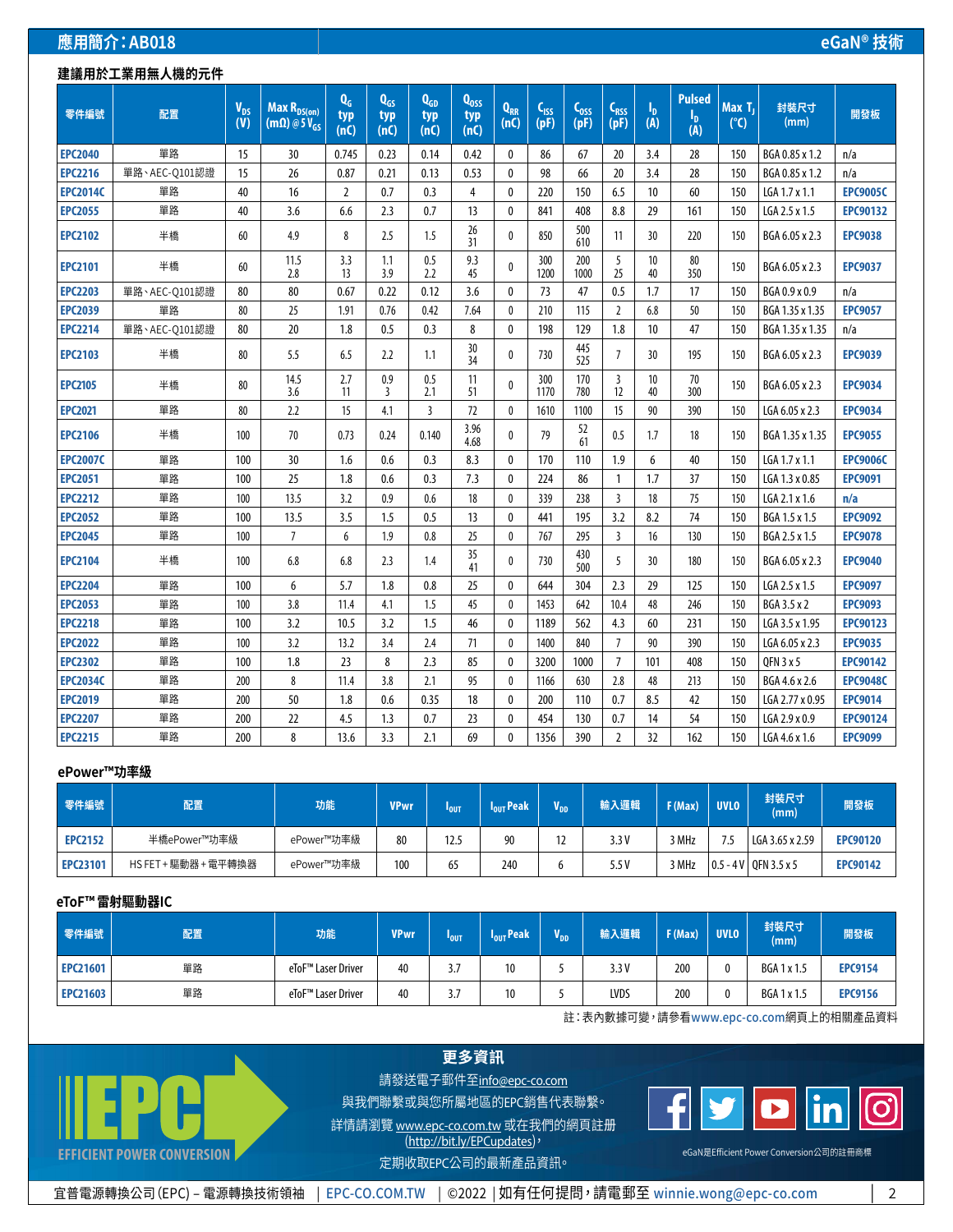## 建議用於工業用無人機的元件

| 零件編號 | 配置 | $V_{DS}$ (V) | Max $R_{DS(on)}$ (mΩ) @ 5 $V_{GS}$ | $Q_G$ typ (nC) | $Q_{GS}$ typ (nC) | $Q_{GD}$ typ (nC) | $Q_{OSS}$ typ (nC) | $Q_{RR}$ (nC) | $C_{ISS}$ (pF) | $C_{OSS}$ (pF) | $C_{RSS}$ (pF) | $I_D$ (A) | Pulsed $I_D$ (A) | Max $T_J$ (°C) | 封裝尺寸 (mm) | 開發板 |
|---|---|---|---|---|---|---|---|---|---|---|---|---|---|---|---|---|
| EPC2040 | 單路 | 15 | 30 | 0.745 | 0.23 | 0.14 | 0.42 | 0 | 86 | 67 | 20 | 3.4 | 28 | 150 | BGA 0.85 x 1.2 | n/a |
| EPC2216 | 單路、AEC-Q101認證 | 15 | 26 | 0.87 | 0.21 | 0.13 | 0.53 | 0 | 98 | 66 | 20 | 3.4 | 28 | 150 | BGA 0.85 x 1.2 | n/a |
| EPC2014C | 單路 | 40 | 16 | 2 | 0.7 | 0.3 | 4 | 0 | 220 | 150 | 6.5 | 10 | 60 | 150 | LGA 1.7 x 1.1 | EPC9005C |
| EPC2055 | 單路 | 40 | 3.6 | 6.6 | 2.3 | 0.7 | 13 | 0 | 841 | 408 | 8.8 | 29 | 161 | 150 | LGA 2.5 x 1.5 | EPC90132 |
| EPC2102 | 半橋 | 60 | 4.9 | 8 | 2.5 | 1.5 | 26 31 | 0 | 850 | 500 610 | 11 | 30 | 220 | 150 | BGA 6.05 x 2.3 | EPC9038 |
| EPC2101 | 半橋 | 60 | 11.5 2.8 | 3.3 13 | 1.1 3.9 | 0.5 2.2 | 9.3 45 | 0 | 300 1200 | 200 1000 | 5 25 | 10 40 | 80 350 | 150 | BGA 6.05 x 2.3 | EPC9037 |
| EPC2203 | 單路、AEC-Q101認證 | 80 | 80 | 0.67 | 0.22 | 0.12 | 3.6 | 0 | 73 | 47 | 0.5 | 1.7 | 17 | 150 | BGA 0.9 x 0.9 | n/a |
| EPC2039 | 單路 | 80 | 25 | 1.91 | 0.76 | 0.42 | 7.64 | 0 | 210 | 115 | 2 | 6.8 | 50 | 150 | BGA 1.35 x 1.35 | EPC9057 |
| EPC2214 | 單路、AEC-Q101認證 | 80 | 20 | 1.8 | 0.5 | 0.3 | 8 | 0 | 198 | 129 | 1.8 | 10 | 47 | 150 | BGA 1.35 x 1.35 | n/a |
| EPC2103 | 半橋 | 80 | 5.5 | 6.5 | 2.2 | 1.1 | 30 34 | 0 | 730 | 445 525 | 7 | 30 | 195 | 150 | BGA 6.05 x 2.3 | EPC9039 |
| EPC2105 | 半橋 | 80 | 14.5 3.6 | 2.7 11 | 0.9 3 | 0.5 2.1 | 11 51 | 0 | 300 1170 | 170 780 | 3 12 | 10 40 | 70 300 | 150 | BGA 6.05 x 2.3 | EPC9034 |
| EPC2021 | 單路 | 80 | 2.2 | 15 | 4.1 | 3 | 72 | 0 | 1610 | 1100 | 15 | 90 | 390 | 150 | LGA 6.05 x 2.3 | EPC9034 |
| EPC2106 | 半橋 | 100 | 70 | 0.73 | 0.24 | 0.140 | 3.96 4.68 | 0 | 79 | 52 61 | 0.5 | 1.7 | 18 | 150 | BGA 1.35 x 1.35 | EPC9055 |
| EPC2007C | 單路 | 100 | 30 | 1.6 | 0.6 | 0.3 | 8.3 | 0 | 170 | 110 | 1.9 | 6 | 40 | 150 | LGA 1.7 x 1.1 | EPC9006C |
| EPC2051 | 單路 | 100 | 25 | 1.8 | 0.6 | 0.3 | 7.3 | 0 | 224 | 86 | 1 | 1.7 | 37 | 150 | LGA 1.3 x 0.85 | EPC9091 |
| EPC2212 | 單路 | 100 | 13.5 | 3.2 | 0.9 | 0.6 | 18 | 0 | 339 | 238 | 3 | 18 | 75 | 150 | LGA 2.1 x 1.6 | n/a |
| EPC2052 | 單路 | 100 | 13.5 | 3.5 | 1.5 | 0.5 | 13 | 0 | 441 | 195 | 3.2 | 8.2 | 74 | 150 | BGA 1.5 x 1.5 | EPC9092 |
| EPC2045 | 單路 | 100 | 7 | 6 | 1.9 | 0.8 | 25 | 0 | 767 | 295 | 3 | 16 | 130 | 150 | BGA 2.5 x 1.5 | EPC9078 |
| EPC2104 | 半橋 | 100 | 6.8 | 6.8 | 2.3 | 1.4 | 35 41 | 0 | 730 | 430 500 | 5 | 30 | 180 | 150 | BGA 6.05 x 2.3 | EPC9040 |
| EPC2204 | 單路 | 100 | 6 | 5.7 | 1.8 | 0.8 | 25 | 0 | 644 | 304 | 2.3 | 29 | 125 | 150 | LGA 2.5 x 1.5 | EPC9097 |
| EPC2053 | 單路 | 100 | 3.8 | 11.4 | 4.1 | 1.5 | 45 | 0 | 1453 | 642 | 10.4 | 48 | 246 | 150 | BGA 3.5 x 2 | EPC9093 |
| EPC2218 | 單路 | 100 | 3.2 | 10.5 | 3.2 | 1.5 | 46 | 0 | 1189 | 562 | 4.3 | 60 | 231 | 150 | LGA 3.5 x 1.95 | EPC90123 |
| EPC2022 | 單路 | 100 | 3.2 | 13.2 | 3.4 | 2.4 | 71 | 0 | 1400 | 840 | 7 | 90 | 390 | 150 | LGA 6.05 x 2.3 | EPC9035 |
| EPC2302 | 單路 | 100 | 1.8 | 23 | 8 | 2.3 | 85 | 0 | 3200 | 1000 | 7 | 101 | 408 | 150 | QFN 3 x 5 | EPC90142 |
| EPC2034C | 單路 | 200 | 8 | 11.4 | 3.8 | 2.1 | 95 | 0 | 1166 | 630 | 2.8 | 48 | 213 | 150 | BGA 4.6 x 2.6 | EPC9048C |
| EPC2019 | 單路 | 200 | 50 | 1.8 | 0.6 | 0.35 | 18 | 0 | 200 | 110 | 0.7 | 8.5 | 42 | 150 | LGA 2.77 x 0.95 | EPC9014 |
| EPC2207 | 單路 | 200 | 22 | 4.5 | 1.3 | 0.7 | 23 | 0 | 454 | 130 | 0.7 | 14 | 54 | 150 | LGA 2.9 x 0.9 | EPC90124 |
| EPC2215 | 單路 | 200 | 8 | 13.6 | 3.3 | 2.1 | 69 | 0 | 1356 | 390 | 2 | 32 | 162 | 150 | LGA 4.6 x 1.6 | EPC9099 |

## ePower™功率級

| 零件編號 | 配置 | 功能 | VPwr | $I_{OUT}$ | $I_{OUT}$ Peak | $V_{DD}$ | 輸入邏輯 | F (Max) | UVLO | 封裝尺寸 (mm) | 開發板 |
|---|---|---|---|---|---|---|---|---|---|---|---|
| EPC2152 | 半橋ePower™功率級 | ePower™功率級 | 80 | 12.5 | 90 | 12 | 3.3 V | 3 MHz | 7.5 | LGA 3.65 x 2.59 | EPC90120 |
| EPC23101 | HS FET + 驅動器 + 電平轉換器 | ePower™功率級 | 100 | 65 | 240 | 6 | 5.5 V | 3 MHz | 0.5 - 4 V | QFN 3.5 x 5 | EPC90142 |

## eToF™ 雷射驅動器IC

| 零件編號 | 配置 | 功能 | VPwr | $I_{OUT}$ | $I_{OUT}$ Peak | $V_{DD}$ | 輸入邏輯 | F (Max) | UVLO | 封裝尺寸 (mm) | 開發板 |
|---|---|---|---|---|---|---|---|---|---|---|---|
| EPC21601 | 單路 | eToF™ Laser Driver | 40 | 3.7 | 10 | 5 | 3.3 V | 200 | 0 | BGA 1 x 1.5 | EPC9154 |
| EPC21603 | 單路 | eToF™ Laser Driver | 40 | 3.7 | 10 | 5 | LVDS | 200 | 0 | BGA 1 x 1.5 | EPC9156 |

註：表內數據可變，請參看www.epc-co.com網頁上的相關產品資料

### 更多資訊

請發送電子郵件至info@epc-co.com

與我們聯繫或與您所屬地區的EPC銷售代表聯繫。

詳情請瀏覽 www.epc-co.com.tw 或在我們的網頁註冊 (http://bit.ly/EPCupdates)，

定期收取EPC公司的最新產品資訊。

EFFICIENT POWER CONVERSION

eGaN是Efficient Power Conversion公司的註冊商標

宜普電源轉換公司 (EPC) – 電源轉換技術領袖 | EPC-CO.COM.TW | ©2022 | 如有任何提問，請電郵至 winnie.wong@epc-co.com